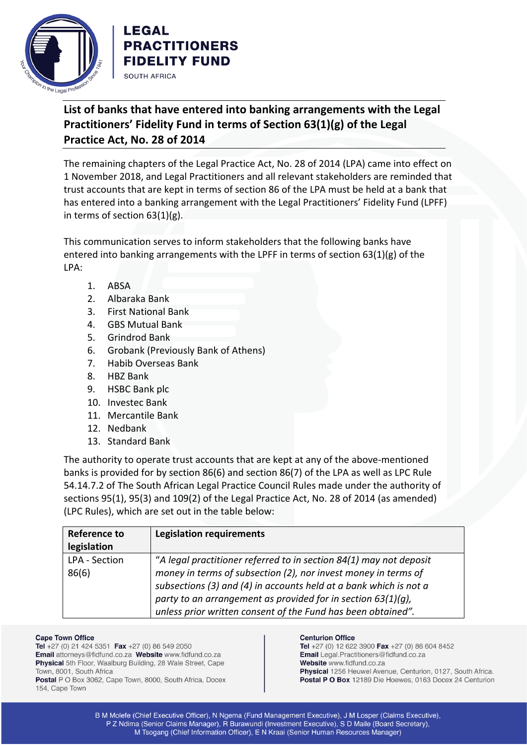# List of banks that have entered into banking arrangements with the Legal Practitioners' Fidelity Fund in terms of Section 63(1)(g) of the Legal Practice Act, No. 28 of 2014

The remaining chapters of the Legal Practice Act, No. 28 of 2014 (LPA) came into effect on 1 November 2018, and Legal Practitioners and all relevant stakeholders are reminded that trust accounts that are kept in terms of section 86 of the LPA must be held at a bank that has entered into a banking arrangement with the Legal Practitioners' Fidelity Fund (LPFF) in terms of section 63(1)(g).

This communication serves to inform stakeholders that the following banks have entered into banking arrangements with the LPFF in terms of section 63(1)(g) of the LPA:

1. ABSA
2. Albaraka Bank
3. First National Bank
4. GBS Mutual Bank
5. Grindrod Bank
6. Grobank (Previously Bank of Athens)
7. Habib Overseas Bank
8. HBZ Bank
9. HSBC Bank plc
10. Investec Bank
11. Mercantile Bank
12. Nedbank
13. Standard Bank

The authority to operate trust accounts that are kept at any of the above-mentioned banks is provided for by section 86(6) and section 86(7) of the LPA as well as LPC Rule 54.14.7.2 of The South African Legal Practice Council Rules made under the authority of sections 95(1), 95(3) and 109(2) of the Legal Practice Act, No. 28 of 2014 (as amended) (LPC Rules), which are set out in the table below:

| Reference to legislation | Legislation requirements |
|---|---|
| LPA - Section 86(6) | *"A legal practitioner referred to in section 84(1) may not deposit money in terms of subsection (2), nor invest money in terms of subsections (3) and (4) in accounts held at a bank which is not a party to an arrangement as provided for in section 63(1)(g), unless prior written consent of the Fund has been obtained".* |

**Cape Town Office**
**Tel** +27 (0) 21 424 5351 **Fax** +27 (0) 86 549 2050
**Email** attorneys@fidfund.co.za **Website** www.fidfund.co.za
**Physical** 5th Floor, Waalburg Building, 28 Wale Street, Cape Town, 8001, South Africa
**Postal** P O Box 3062, Cape Town, 8000, South Africa, Docex 154, Cape Town

**Centurion Office**
**Tel** +27 (0) 12 622 3900 **Fax** +27 (0) 86 604 8452
**Email** Legal.Practitioners@fidfund.co.za
**Website** www.fidfund.co.za
**Physical** 1256 Heuwel Avenue, Centurion, 0127, South Africa.
**Postal P O Box** 12189 Die Hoewes, 0163 Docex 24 Centurion

B M Molefe (Chief Executive Officer), N Ngema (Fund Management Executive), J M Losper (Claims Executive), P Z Ndima (Senior Claims Manager), R Burawundi (Investment Executive), S D Maile (Board Secretary), M Tsogang (Chief Information Officer), E N Kraai (Senior Human Resources Manager)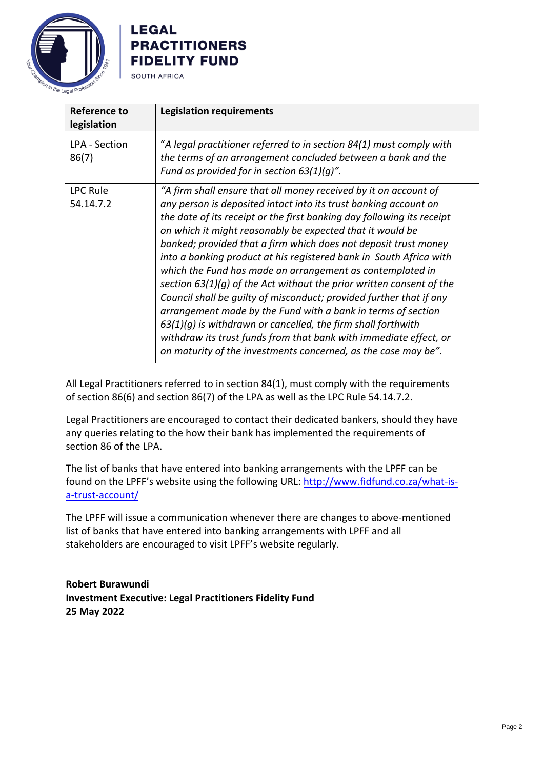| Reference to legislation | Legislation requirements |
|---|---|
| LPA - Section 86(7) | *"A legal practitioner referred to in section 84(1) must comply with the terms of an arrangement concluded between a bank and the Fund as provided for in section 63(1)(g)".* |
| LPC Rule 54.14.7.2 | *"A firm shall ensure that all money received by it on account of any person is deposited intact into its trust banking account on the date of its receipt or the first banking day following its receipt on which it might reasonably be expected that it would be banked; provided that a firm which does not deposit trust money into a banking product at his registered bank in South Africa with which the Fund has made an arrangement as contemplated in section 63(1)(g) of the Act without the prior written consent of the Council shall be guilty of misconduct; provided further that if any arrangement made by the Fund with a bank in terms of section 63(1)(g) is withdrawn or cancelled, the firm shall forthwith withdraw its trust funds from that bank with immediate effect, or on maturity of the investments concerned, as the case may be".* |

All Legal Practitioners referred to in section 84(1), must comply with the requirements of section 86(6) and section 86(7) of the LPA as well as the LPC Rule 54.14.7.2.

Legal Practitioners are encouraged to contact their dedicated bankers, should they have any queries relating to the how their bank has implemented the requirements of section 86 of the LPA.

The list of banks that have entered into banking arrangements with the LPFF can be found on the LPFF's website using the following URL: [http://www.fidfund.co.za/what-is-a-trust-account/](http://www.fidfund.co.za/what-is-a-trust-account/)

The LPFF will issue a communication whenever there are changes to above-mentioned list of banks that have entered into banking arrangements with LPFF and all stakeholders are encouraged to visit LPFF's website regularly.

**Robert Burawundi**
**Investment Executive: Legal Practitioners Fidelity Fund**
**25 May 2022**